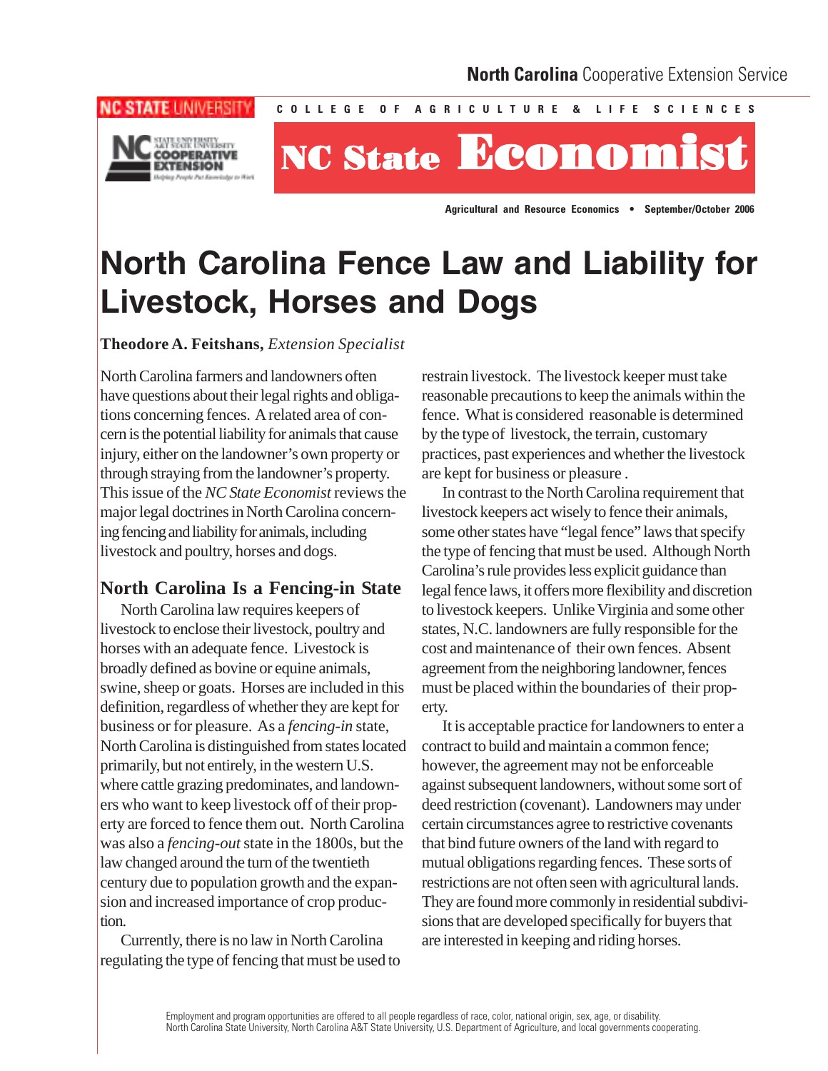North Carolina Cooperative Extension Service

NC STATE UNIVERSITY — COLLEGE OF AGRICULTURE & LIFE SCIENCES

# NC State Economist

Agricultural and Resource Economics • September/October 2006

# North Carolina Fence Law and Liability for Livestock, Horses and Dogs

**Theodore A. Feitshans,** *Extension Specialist*

North Carolina farmers and landowners often have questions about their legal rights and obligations concerning fences. A related area of concern is the potential liability for animals that cause injury, either on the landowner's own property or through straying from the landowner's property. This issue of the *NC State Economist* reviews the major legal doctrines in North Carolina concerning fencing and liability for animals, including livestock and poultry, horses and dogs.

## North Carolina Is a Fencing-in State

North Carolina law requires keepers of livestock to enclose their livestock, poultry and horses with an adequate fence. Livestock is broadly defined as bovine or equine animals, swine, sheep or goats. Horses are included in this definition, regardless of whether they are kept for business or for pleasure. As a *fencing-in* state, North Carolina is distinguished from states located primarily, but not entirely, in the western U.S. where cattle grazing predominates, and landowners who want to keep livestock off of their property are forced to fence them out. North Carolina was also a *fencing-out* state in the 1800s, but the law changed around the turn of the twentieth century due to population growth and the expansion and increased importance of crop production.

Currently, there is no law in North Carolina regulating the type of fencing that must be used to restrain livestock. The livestock keeper must take reasonable precautions to keep the animals within the fence. What is considered reasonable is determined by the type of livestock, the terrain, customary practices, past experiences and whether the livestock are kept for business or pleasure .

In contrast to the North Carolina requirement that livestock keepers act wisely to fence their animals, some other states have "legal fence" laws that specify the type of fencing that must be used. Although North Carolina's rule provides less explicit guidance than legal fence laws, it offers more flexibility and discretion to livestock keepers. Unlike Virginia and some other states, N.C. landowners are fully responsible for the cost and maintenance of their own fences. Absent agreement from the neighboring landowner, fences must be placed within the boundaries of their property.

It is acceptable practice for landowners to enter a contract to build and maintain a common fence; however, the agreement may not be enforceable against subsequent landowners, without some sort of deed restriction (covenant). Landowners may under certain circumstances agree to restrictive covenants that bind future owners of the land with regard to mutual obligations regarding fences. These sorts of restrictions are not often seen with agricultural lands. They are found more commonly in residential subdivisions that are developed specifically for buyers that are interested in keeping and riding horses.

Employment and program opportunities are offered to all people regardless of race, color, national origin, sex, age, or disability.
North Carolina State University, North Carolina A&T State University, U.S. Department of Agriculture, and local governments cooperating.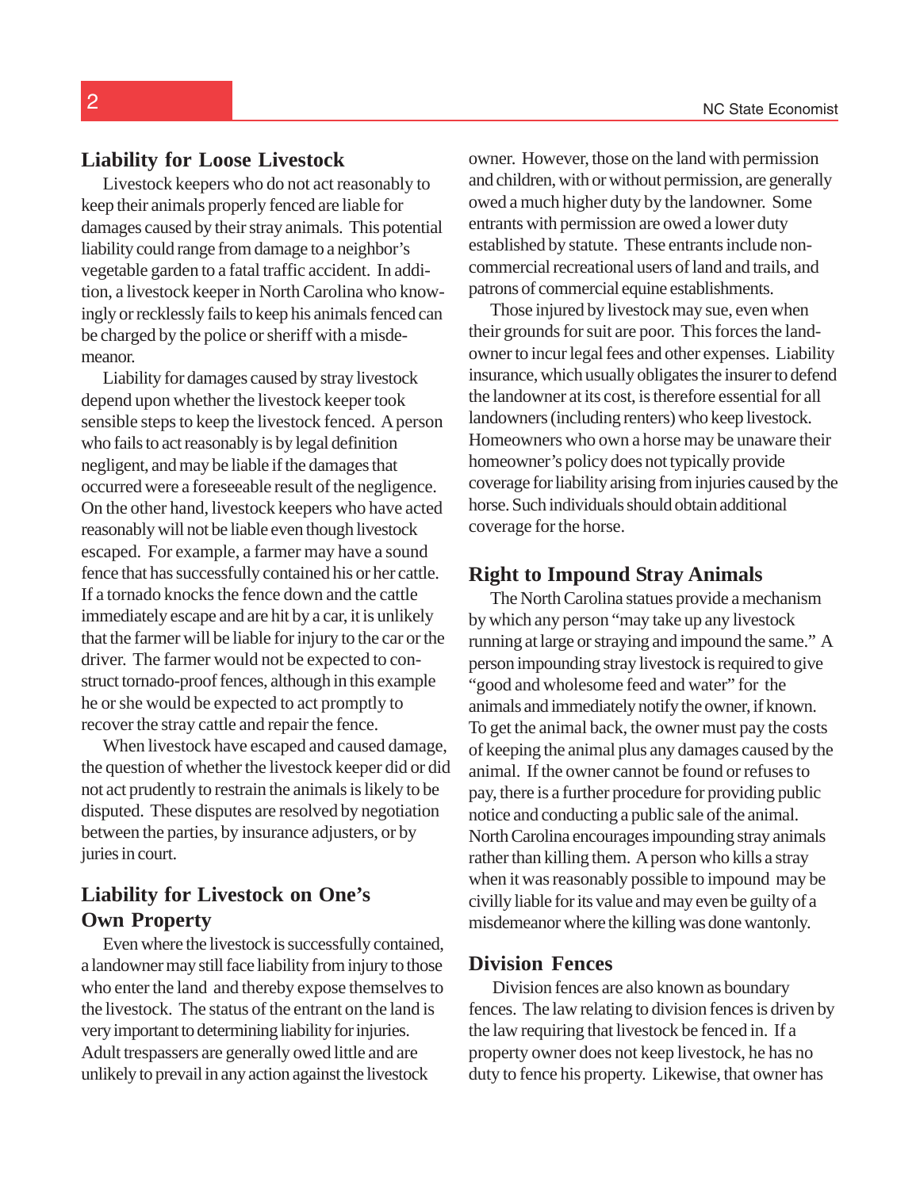## Liability for Loose Livestock

Livestock keepers who do not act reasonably to keep their animals properly fenced are liable for damages caused by their stray animals. This potential liability could range from damage to a neighbor's vegetable garden to a fatal traffic accident. In addition, a livestock keeper in North Carolina who knowingly or recklessly fails to keep his animals fenced can be charged by the police or sheriff with a misdemeanor.

Liability for damages caused by stray livestock depend upon whether the livestock keeper took sensible steps to keep the livestock fenced. A person who fails to act reasonably is by legal definition negligent, and may be liable if the damages that occurred were a foreseeable result of the negligence. On the other hand, livestock keepers who have acted reasonably will not be liable even though livestock escaped. For example, a farmer may have a sound fence that has successfully contained his or her cattle. If a tornado knocks the fence down and the cattle immediately escape and are hit by a car, it is unlikely that the farmer will be liable for injury to the car or the driver. The farmer would not be expected to construct tornado-proof fences, although in this example he or she would be expected to act promptly to recover the stray cattle and repair the fence.

When livestock have escaped and caused damage, the question of whether the livestock keeper did or did not act prudently to restrain the animals is likely to be disputed. These disputes are resolved by negotiation between the parties, by insurance adjusters, or by juries in court.

## Liability for Livestock on One's Own Property

Even where the livestock is successfully contained, a landowner may still face liability from injury to those who enter the land and thereby expose themselves to the livestock. The status of the entrant on the land is very important to determining liability for injuries. Adult trespassers are generally owed little and are unlikely to prevail in any action against the livestock owner. However, those on the land with permission and children, with or without permission, are generally owed a much higher duty by the landowner. Some entrants with permission are owed a lower duty established by statute. These entrants include non-commercial recreational users of land and trails, and patrons of commercial equine establishments.

Those injured by livestock may sue, even when their grounds for suit are poor. This forces the landowner to incur legal fees and other expenses. Liability insurance, which usually obligates the insurer to defend the landowner at its cost, is therefore essential for all landowners (including renters) who keep livestock. Homeowners who own a horse may be unaware their homeowner's policy does not typically provide coverage for liability arising from injuries caused by the horse. Such individuals should obtain additional coverage for the horse.

## Right to Impound Stray Animals

The North Carolina statues provide a mechanism by which any person "may take up any livestock running at large or straying and impound the same." A person impounding stray livestock is required to give "good and wholesome feed and water" for the animals and immediately notify the owner, if known. To get the animal back, the owner must pay the costs of keeping the animal plus any damages caused by the animal. If the owner cannot be found or refuses to pay, there is a further procedure for providing public notice and conducting a public sale of the animal. North Carolina encourages impounding stray animals rather than killing them. A person who kills a stray when it was reasonably possible to impound may be civilly liable for its value and may even be guilty of a misdemeanor where the killing was done wantonly.

## Division Fences

Division fences are also known as boundary fences. The law relating to division fences is driven by the law requiring that livestock be fenced in. If a property owner does not keep livestock, he has no duty to fence his property. Likewise, that owner has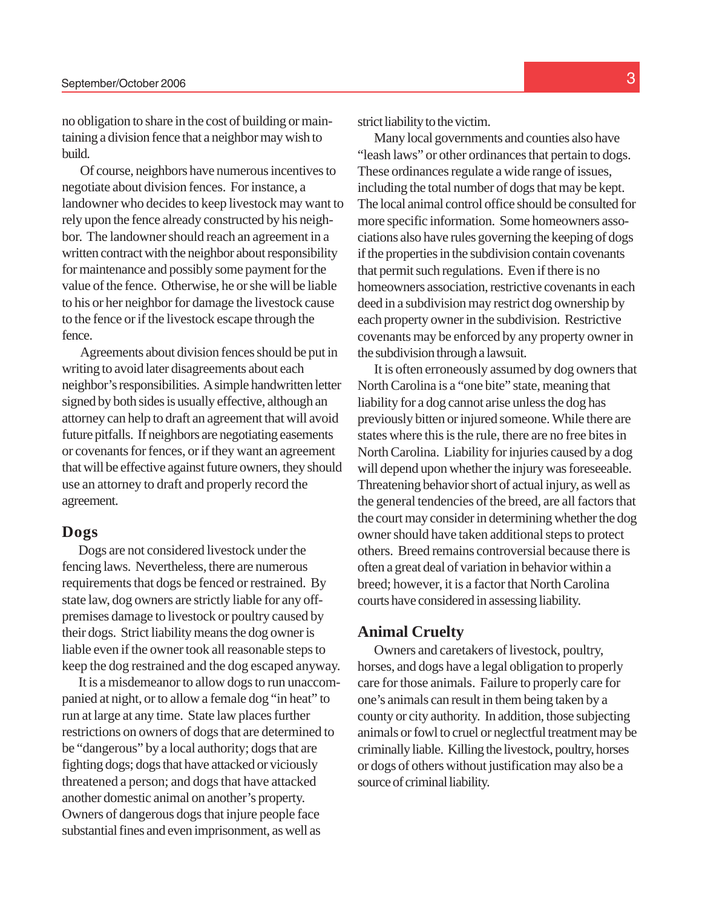no obligation to share in the cost of building or maintaining a division fence that a neighbor may wish to build.

Of course, neighbors have numerous incentives to negotiate about division fences. For instance, a landowner who decides to keep livestock may want to rely upon the fence already constructed by his neighbor. The landowner should reach an agreement in a written contract with the neighbor about responsibility for maintenance and possibly some payment for the value of the fence. Otherwise, he or she will be liable to his or her neighbor for damage the livestock cause to the fence or if the livestock escape through the fence.

Agreements about division fences should be put in writing to avoid later disagreements about each neighbor's responsibilities. A simple handwritten letter signed by both sides is usually effective, although an attorney can help to draft an agreement that will avoid future pitfalls. If neighbors are negotiating easements or covenants for fences, or if they want an agreement that will be effective against future owners, they should use an attorney to draft and properly record the agreement.

## Dogs

Dogs are not considered livestock under the fencing laws. Nevertheless, there are numerous requirements that dogs be fenced or restrained. By state law, dog owners are strictly liable for any off-premises damage to livestock or poultry caused by their dogs. Strict liability means the dog owner is liable even if the owner took all reasonable steps to keep the dog restrained and the dog escaped anyway.

It is a misdemeanor to allow dogs to run unaccompanied at night, or to allow a female dog "in heat" to run at large at any time. State law places further restrictions on owners of dogs that are determined to be "dangerous" by a local authority; dogs that are fighting dogs; dogs that have attacked or viciously threatened a person; and dogs that have attacked another domestic animal on another's property. Owners of dangerous dogs that injure people face substantial fines and even imprisonment, as well as strict liability to the victim.

Many local governments and counties also have "leash laws" or other ordinances that pertain to dogs. These ordinances regulate a wide range of issues, including the total number of dogs that may be kept. The local animal control office should be consulted for more specific information. Some homeowners associations also have rules governing the keeping of dogs if the properties in the subdivision contain covenants that permit such regulations. Even if there is no homeowners association, restrictive covenants in each deed in a subdivision may restrict dog ownership by each property owner in the subdivision. Restrictive covenants may be enforced by any property owner in the subdivision through a lawsuit.

It is often erroneously assumed by dog owners that North Carolina is a "one bite" state, meaning that liability for a dog cannot arise unless the dog has previously bitten or injured someone. While there are states where this is the rule, there are no free bites in North Carolina. Liability for injuries caused by a dog will depend upon whether the injury was foreseeable. Threatening behavior short of actual injury, as well as the general tendencies of the breed, are all factors that the court may consider in determining whether the dog owner should have taken additional steps to protect others. Breed remains controversial because there is often a great deal of variation in behavior within a breed; however, it is a factor that North Carolina courts have considered in assessing liability.

## Animal Cruelty

Owners and caretakers of livestock, poultry, horses, and dogs have a legal obligation to properly care for those animals. Failure to properly care for one's animals can result in them being taken by a county or city authority. In addition, those subjecting animals or fowl to cruel or neglectful treatment may be criminally liable. Killing the livestock, poultry, horses or dogs of others without justification may also be a source of criminal liability.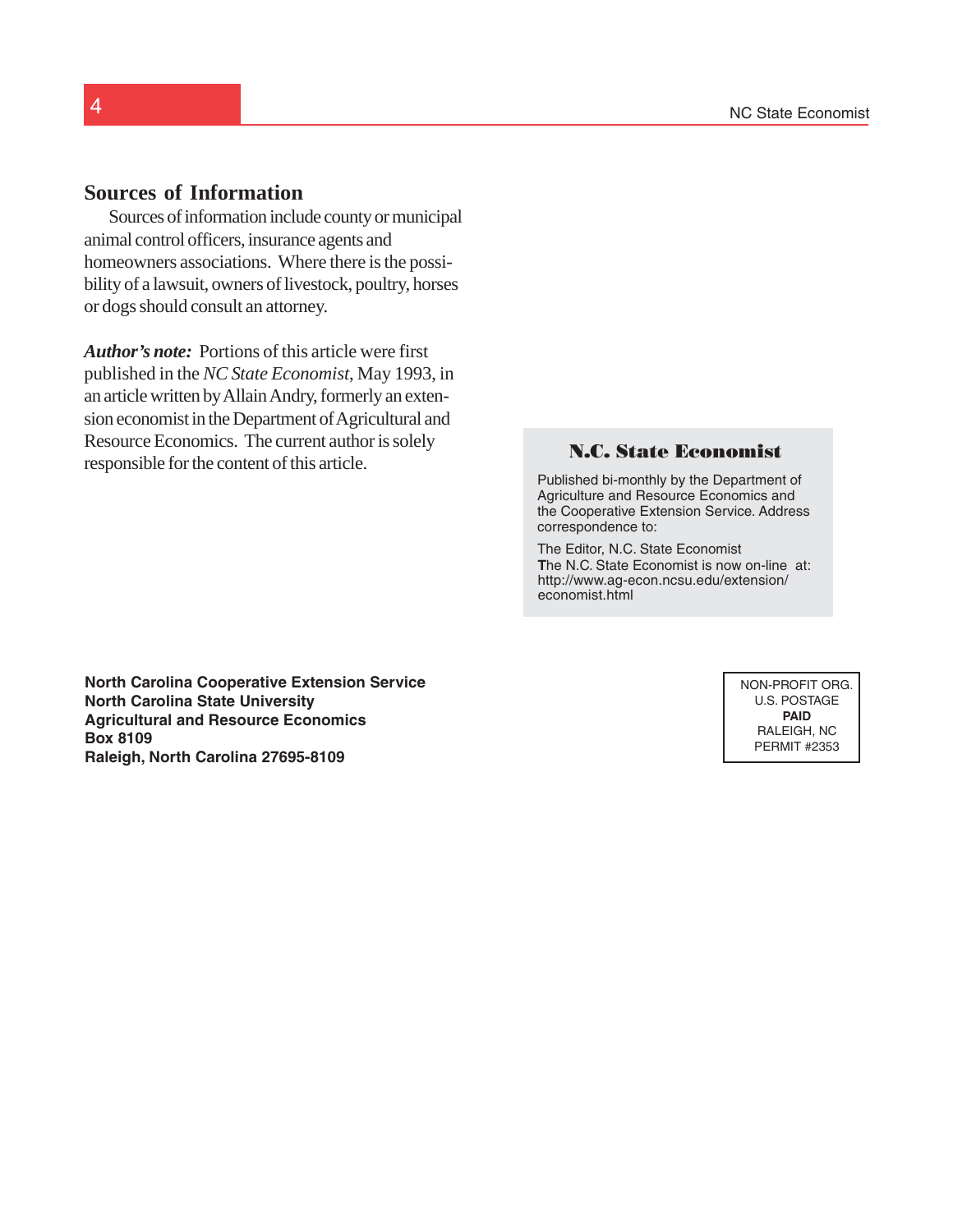## Sources of Information

Sources of information include county or municipal animal control officers, insurance agents and homeowners associations. Where there is the possibility of a lawsuit, owners of livestock, poultry, horses or dogs should consult an attorney.

***Author's note:*** Portions of this article were first published in the *NC State Economist*, May 1993, in an article written by Allain Andry, formerly an extension economist in the Department of Agricultural and Resource Economics. The current author is solely responsible for the content of this article.

### N.C. State Economist

Published bi-monthly by the Department of Agriculture and Resource Economics and the Cooperative Extension Service. Address correspondence to:

The Editor, N.C. State Economist
The N.C. State Economist is now on-line at:
http://www.ag-econ.ncsu.edu/extension/economist.html

**North Carolina Cooperative Extension Service**
**North Carolina State University**
**Agricultural and Resource Economics**
**Box 8109**
**Raleigh, North Carolina 27695-8109**

NON-PROFIT ORG.
U.S. POSTAGE
**PAID**
RALEIGH, NC
PERMIT #2353